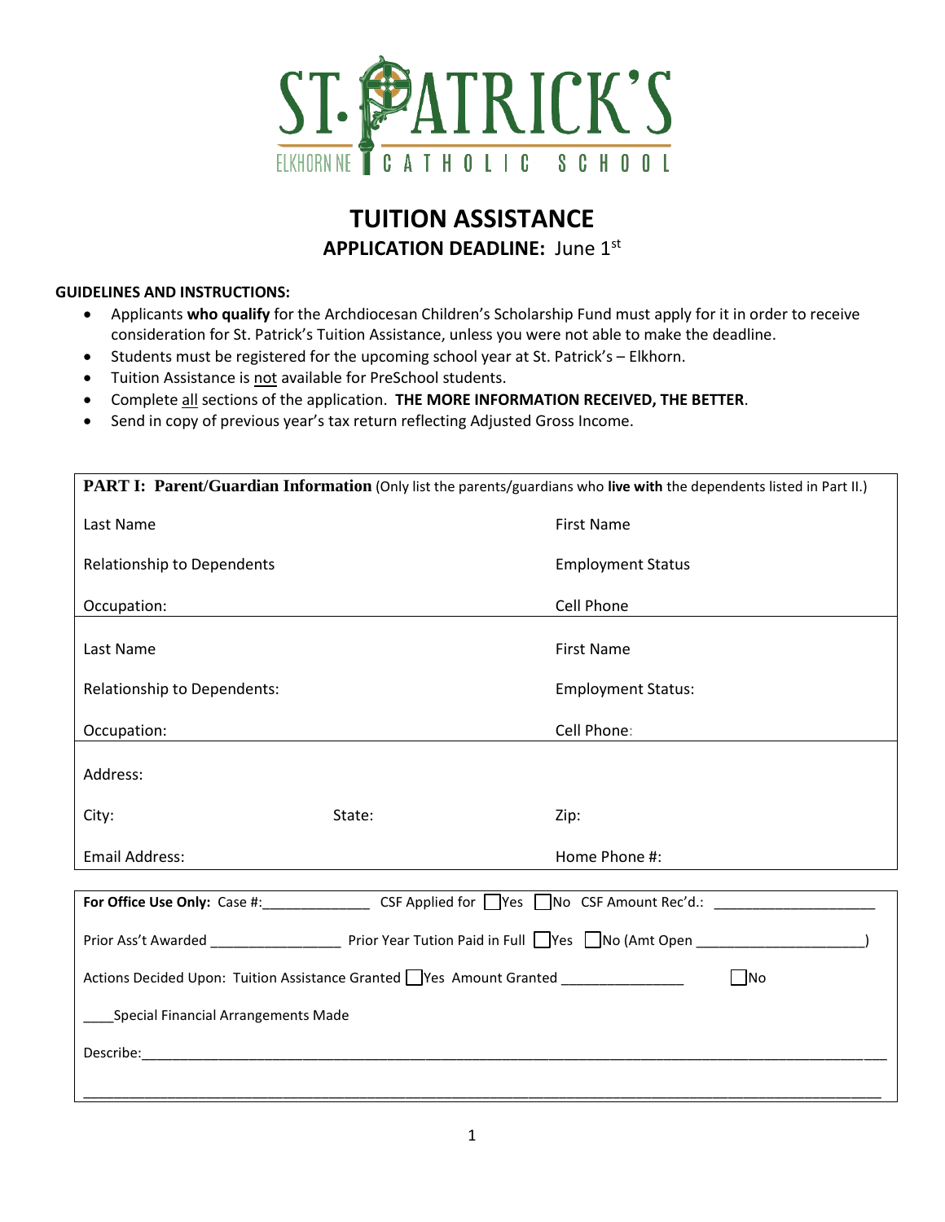# ST. PATRICK'S

ELKHORN NE CATHOLIC SCHOOL

## TUITION ASSISTANCE

### APPLICATION DEADLINE: June 1st

**GUIDELINES AND INSTRUCTIONS:**

- Applicants **who qualify** for the Archdiocesan Children's Scholarship Fund must apply for it in order to receive consideration for St. Patrick's Tuition Assistance, unless you were not able to make the deadline.
- Students must be registered for the upcoming school year at St. Patrick's – Elkhorn.
- Tuition Assistance is not available for PreSchool students.
- Complete all sections of the application. **THE MORE INFORMATION RECEIVED, THE BETTER**.
- Send in copy of previous year's tax return reflecting Adjusted Gross Income.

**PART I: Parent/Guardian Information** (Only list the parents/guardians who **live with** the dependents listed in Part II.)

| | | |
|---|---|---|
| Last Name | | First Name |
| Relationship to Dependents | | Employment Status |
| Occupation: | | Cell Phone |
| Last Name | | First Name |
| Relationship to Dependents: | | Employment Status: |
| Occupation: | | Cell Phone: |
| Address: | | |
| City: | State: | Zip: |
| Email Address: | | Home Phone #: |

**For Office Use Only:** Case #:______________ CSF Applied for ☐Yes ☐No CSF Amount Rec'd.: ____________________

Prior Ass't Awarded ________________ Prior Year Tution Paid in Full ☐Yes ☐No (Amt Open _____________________)

Actions Decided Upon: Tuition Assistance Granted ☐Yes Amount Granted _______________ ☐No

____Special Financial Arrangements Made

Describe:____________________________________________________________________________________________

_____________________________________________________________________________________________________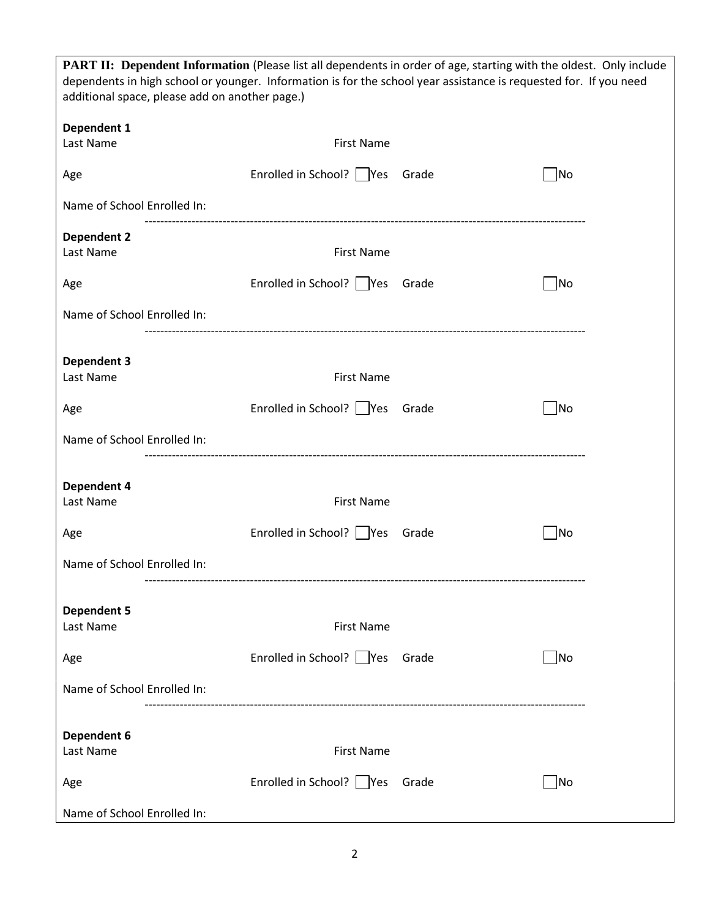**PART II: Dependent Information** (Please list all dependents in order of age, starting with the oldest. Only include dependents in high school or younger. Information is for the school year assistance is requested for. If you need additional space, please add on another page.)

**Dependent 1**

Last Name First Name

Age Enrolled in School? ☐ Yes Grade ☐ No

Name of School Enrolled In:

---

**Dependent 2**

Last Name First Name

Age Enrolled in School? ☐ Yes Grade ☐ No

Name of School Enrolled In:

---

**Dependent 3**

Last Name First Name

Age Enrolled in School? ☐ Yes Grade ☐ No

Name of School Enrolled In:

---

**Dependent 4**

Last Name First Name

Age Enrolled in School? ☐ Yes Grade ☐ No

Name of School Enrolled In:

---

**Dependent 5**

Last Name First Name

Age Enrolled in School? ☐ Yes Grade ☐ No

Name of School Enrolled In:

---

**Dependent 6**

Last Name First Name

Age Enrolled in School? ☐ Yes Grade ☐ No

Name of School Enrolled In: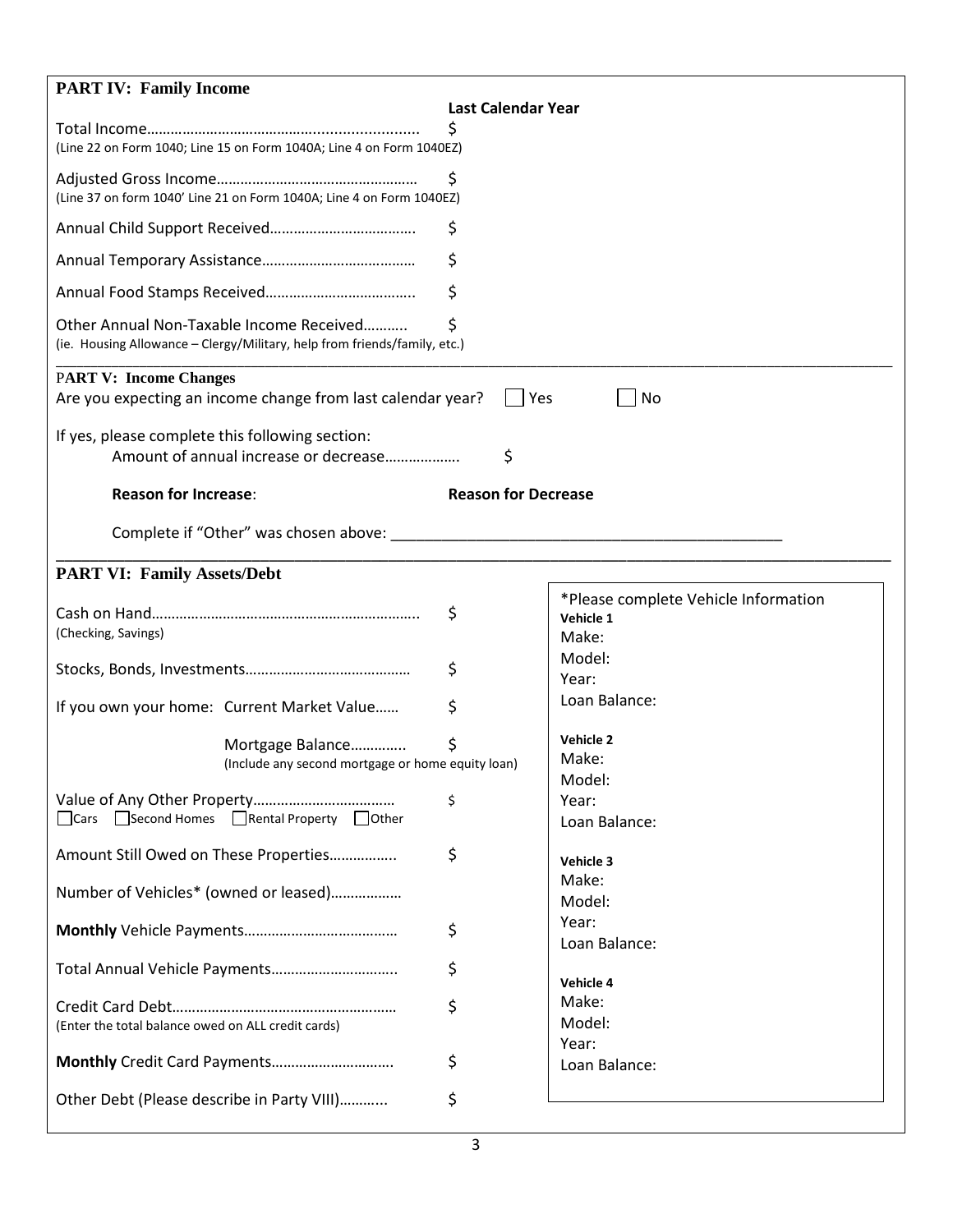## PART IV: Family Income

| | Last Calendar Year |
|---|---|
| Total Income……………………………………………………. (Line 22 on Form 1040; Line 15 on Form 1040A; Line 4 on Form 1040EZ) | $ |
| Adjusted Gross Income…………………………………………. (Line 37 on form 1040' Line 21 on Form 1040A; Line 4 on Form 1040EZ) | $ |
| Annual Child Support Received……………………………. | $ |
| Annual Temporary Assistance………………………………. | $ |
| Annual Food Stamps Received……………………………… | $ |
| Other Annual Non-Taxable Income Received……….. (ie. Housing Allowance – Clergy/Military, help from friends/family, etc.) | $ |

## PART V: Income Changes

Are you expecting an income change from last calendar year? ☐ Yes ☐ No

If yes, please complete this following section:

Amount of annual increase or decrease………………. $

**Reason for Increase**: **Reason for Decrease**

Complete if "Other" was chosen above: _______________________________________________

## PART VI: Family Assets/Debt

| | |
|---|---|
| Cash on Hand…………………………………………………….. (Checking, Savings) | $ |
| Stocks, Bonds, Investments…………………………………… | $ |
| If you own your home: Current Market Value…… | $ |
| Mortgage Balance…………. (Include any second mortgage or home equity loan) | $ |
| Value of Any Other Property……………………………… ☐ Cars ☐ Second Homes ☐ Rental Property ☐ Other | $ |
| Amount Still Owed on These Properties…………….. | $ |
| Number of Vehicles* (owned or leased)……………… | |
| **Monthly** Vehicle Payments………………………………… | $ |
| Total Annual Vehicle Payments………………………….. | $ |
| Credit Card Debt………………………………………………. (Enter the total balance owed on ALL credit cards) | $ |
| **Monthly** Credit Card Payments…………………………. | $ |
| Other Debt (Please describe in Party VIII)……….. | $ |

*Please complete Vehicle Information

**Vehicle 1**
Make:
Model:
Year:
Loan Balance:

**Vehicle 2**
Make:
Model:
Year:
Loan Balance:

**Vehicle 3**
Make:
Model:
Year:
Loan Balance:

**Vehicle 4**
Make:
Model:
Year:
Loan Balance: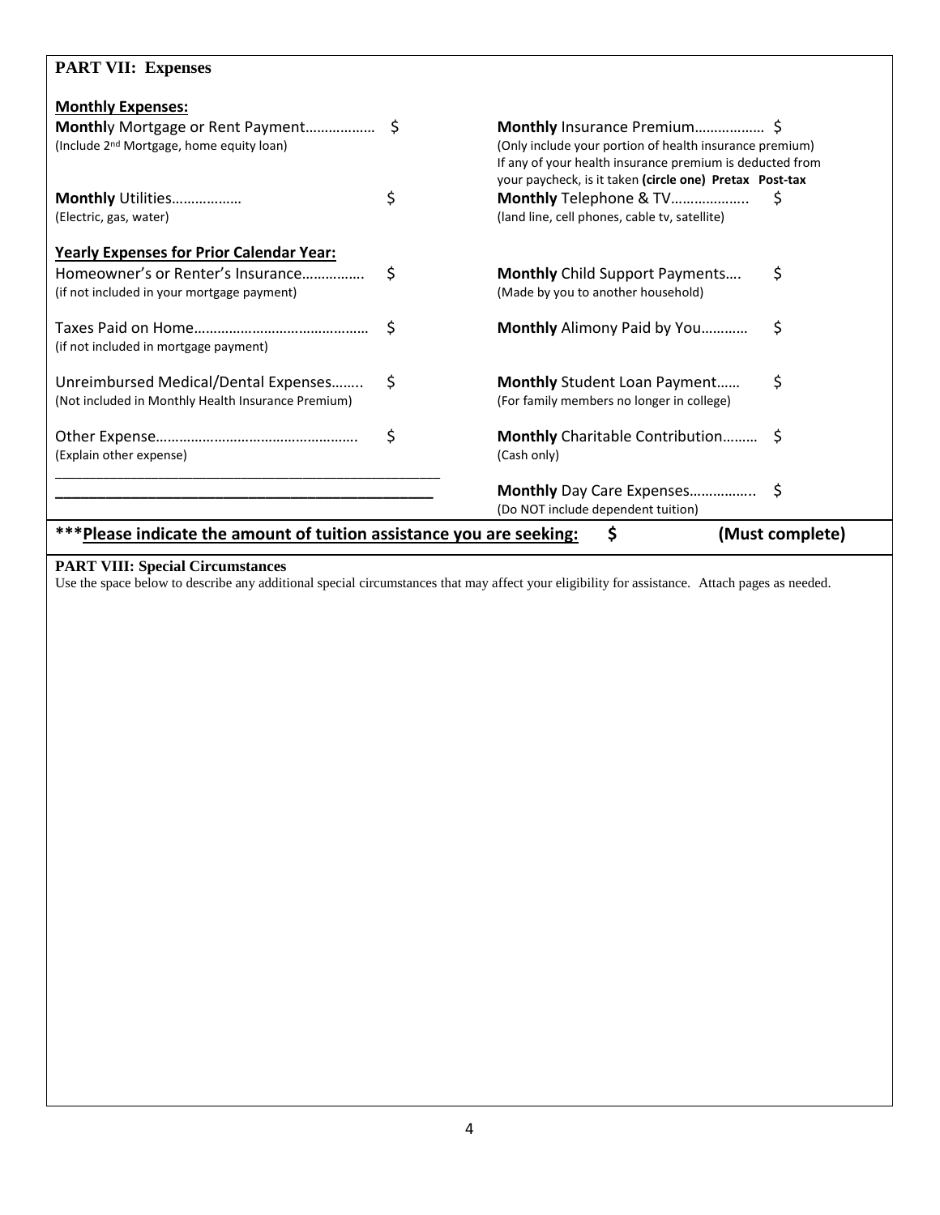## PART VII: Expenses

**Monthly Expenses:**

| | | | |
|---|---|---|---|
| **Monthl**y Mortgage or Rent Payment……………… (Include 2nd Mortgage, home equity loan) | $ | **Monthly** Insurance Premium……………… (Only include your portion of health insurance premium) If any of your health insurance premium is deducted from your paycheck, is it taken **(circle one) Pretax Post-tax** | $ |
| **Monthly** Utilities……………… (Electric, gas, water) | $ | **Monthly** Telephone & TV……………….. (land line, cell phones, cable tv, satellite) | $ |

**Yearly Expenses for Prior Calendar Year:**

| | | | |
|---|---|---|---|
| Homeowner's or Renter's Insurance……………. (if not included in your mortgage payment) | $ | **Monthly** Child Support Payments…. (Made by you to another household) | $ |
| Taxes Paid on Home……………………………………. (if not included in mortgage payment) | $ | **Monthly** Alimony Paid by You………… | $ |
| Unreimbursed Medical/Dental Expenses…….. (Not included in Monthly Health Insurance Premium) | $ | **Monthly** Student Loan Payment…… (For family members no longer in college) | $ |
| Other Expense……………………………………………. (Explain other expense) | $ | **Monthly** Charitable Contribution……… (Cash only) | $ |
| ______________________________________________ | | **Monthly** Day Care Expenses…………….. (Do NOT include dependent tuition) | $ |

**\*\*\*Please indicate the amount of tuition assistance you are seeking: $ (Must complete)**

## PART VIII: Special Circumstances

Use the space below to describe any additional special circumstances that may affect your eligibility for assistance. Attach pages as needed.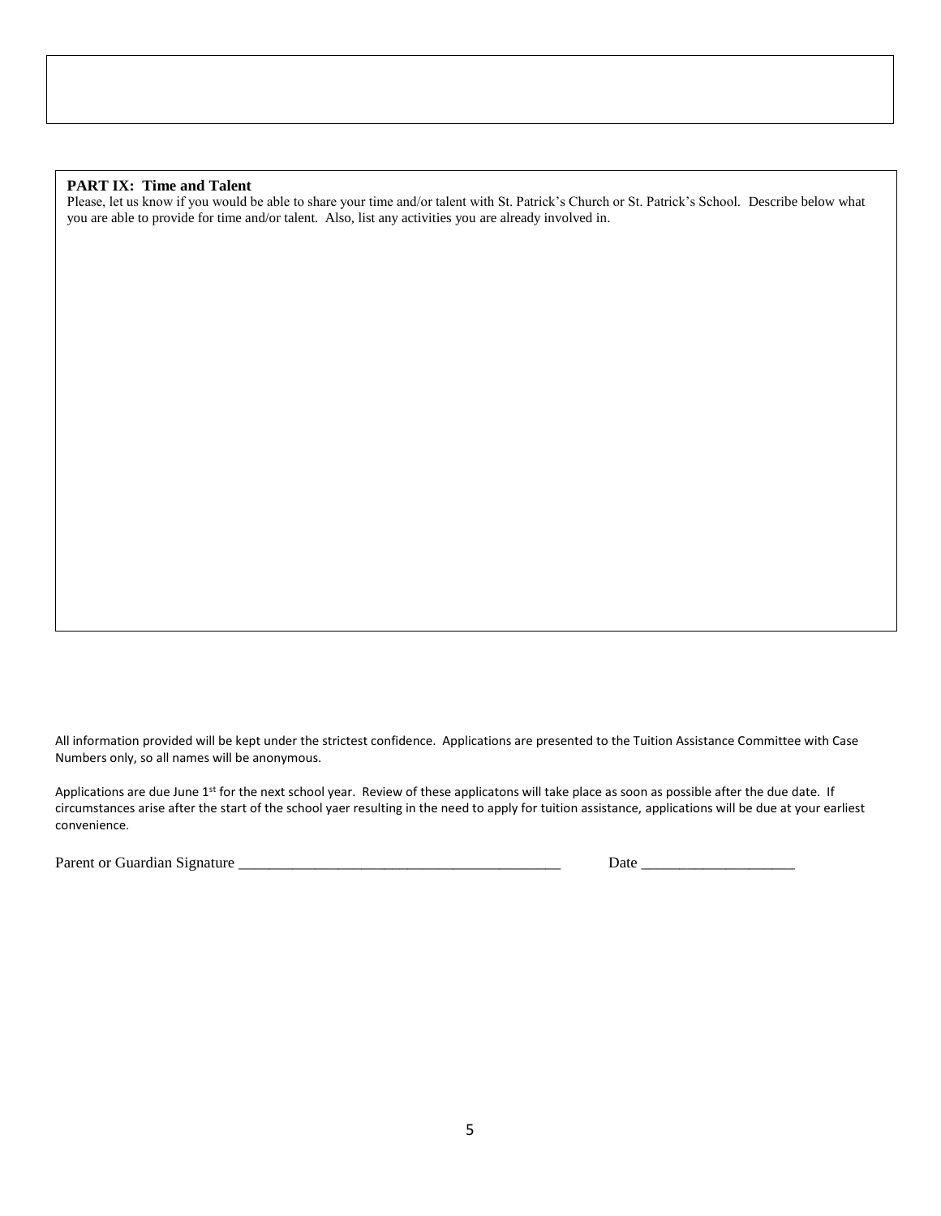**PART IX: Time and Talent**

Please, let us know if you would be able to share your time and/or talent with St. Patrick's Church or St. Patrick's School. Describe below what you are able to provide for time and/or talent. Also, list any activities you are already involved in.

All information provided will be kept under the strictest confidence. Applications are presented to the Tuition Assistance Committee with Case Numbers only, so all names will be anonymous.

Applications are due June 1st for the next school year. Review of these applicatons will take place as soon as possible after the due date. If circumstances arise after the start of the school yaer resulting in the need to apply for tuition assistance, applications will be due at your earliest convenience.

Parent or Guardian Signature ___________________________________________ Date ____________________